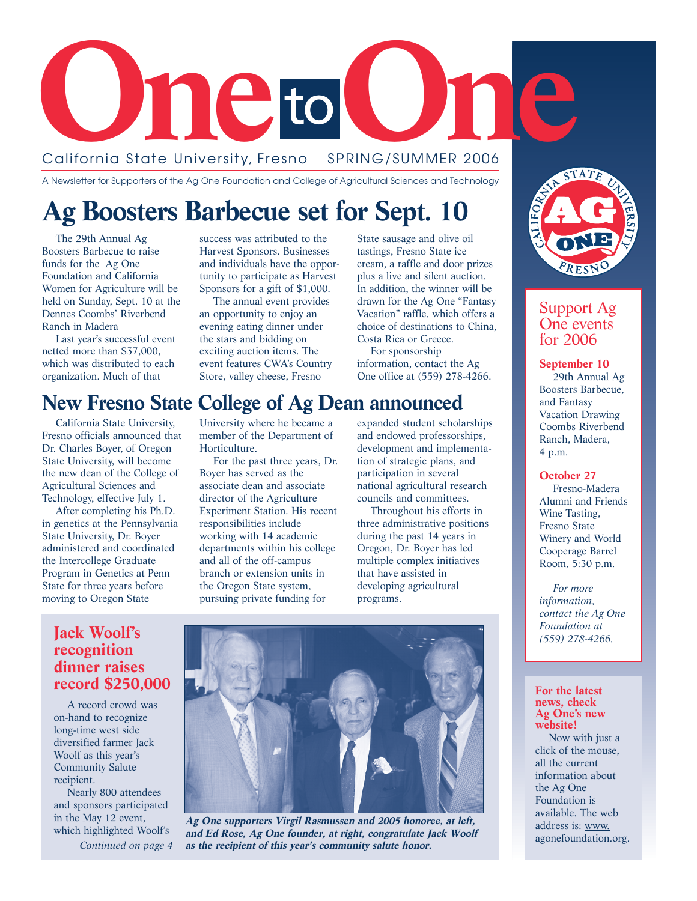# One to One

California State University, Fresno SPRING/SUMMER 2006

A Newsletter for Supporters of the Ag One Foundation and College of Agricultural Sciences and Technology

## Ag Boosters Barbecue set for Sept. 10

The 29th Annual Ag Boosters Barbecue to raise funds for the Ag One Foundation and California Women for Agriculture will be held on Sunday, Sept. 10 at the Dennes Coombs' Riverbend Ranch in Madera

Last year's successful event netted more than $37,000, which was distributed to each organization. Much of that success was attributed to the Harvest Sponsors. Businesses and individuals have the opportunity to participate as Harvest Sponsors for a gift of $1,000.

The annual event provides an opportunity to enjoy an evening eating dinner under the stars and bidding on exciting auction items. The event features CWA's Country Store, valley cheese, Fresno State sausage and olive oil tastings, Fresno State ice cream, a raffle and door prizes plus a live and silent auction. In addition, the winner will be drawn for the Ag One "Fantasy Vacation" raffle, which offers a choice of destinations to China, Costa Rica or Greece.

For sponsorship information, contact the Ag One office at (559) 278-4266.

## New Fresno State College of Ag Dean announced

California State University, Fresno officials announced that Dr. Charles Boyer, of Oregon State University, will become the new dean of the College of Agricultural Sciences and Technology, effective July 1.

After completing his Ph.D. in genetics at the Pennsylvania State University, Dr. Boyer administered and coordinated the Intercollege Graduate Program in Genetics at Penn State for three years before moving to Oregon State University where he became a member of the Department of Horticulture.

For the past three years, Dr. Boyer has served as the associate dean and associate director of the Agriculture Experiment Station. His recent responsibilities include working with 14 academic departments within his college and all of the off-campus branch or extension units in the Oregon State system, pursuing private funding for expanded student scholarships and endowed professorships, development and implementation of strategic plans, and participation in several national agricultural research councils and committees.

Throughout his efforts in three administrative positions during the past 14 years in Oregon, Dr. Boyer has led multiple complex initiatives that have assisted in developing agricultural programs.

## Jack Woolf's recognition dinner raises record $250,000

A record crowd was on-hand to recognize long-time west side diversified farmer Jack Woolf as this year's Community Salute recipient.

Nearly 800 attendees and sponsors participated in the May 12 event, which highlighted Woolf's

*Continued on page 4*

***Ag One supporters Virgil Rasmussen and 2005 honoree, at left, and Ed Rose, Ag One founder, at right, congratulate Jack Woolf as the recipient of this year's community salute honor.***

---

### Support Ag One events for 2006

**September 10**
29th Annual Ag Boosters Barbecue, and Fantasy Vacation Drawing Coombs Riverbend Ranch, Madera, 4 p.m.

**October 27**
Fresno-Madera Alumni and Friends Wine Tasting, Fresno State Winery and World Cooperage Barrel Room, 5:30 p.m.

*For more information, contact the Ag One Foundation at (559) 278-4266.*

### For the latest news, check Ag One's new website!

Now with just a click of the mouse, all the current information about the Ag One Foundation is available. The web address is: www.agonefoundation.org.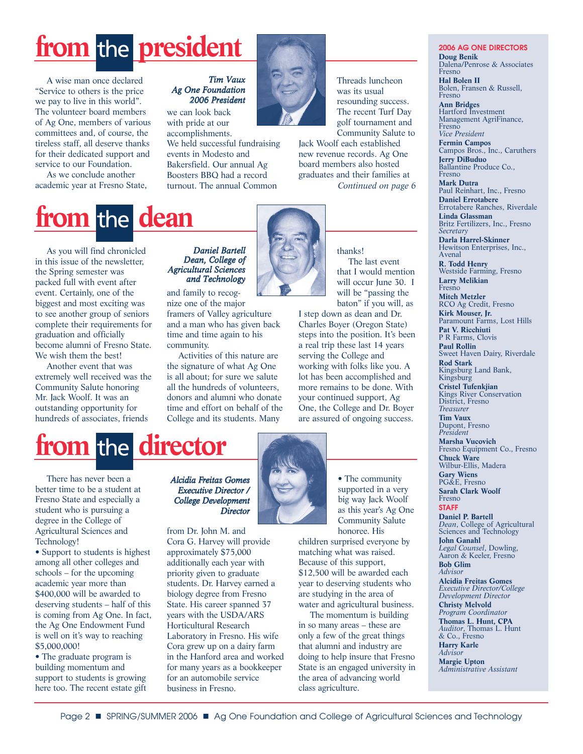# from the president

*Tim Vaux*
*Ag One Foundation*
*2006 President*

A wise man once declared "Service to others is the price we pay to live in this world". The volunteer board members of Ag One, members of various committees and, of course, the tireless staff, all deserve thanks for their dedicated support and service to our Foundation.

As we conclude another academic year at Fresno State, we can look back with pride at our accomplishments. We held successful fundraising events in Modesto and Bakersfield. Our annual Ag Boosters BBQ had a record turnout. The annual Common Threads luncheon was its usual resounding success. The recent Turf Day golf tournament and Community Salute to Jack Woolf each established new revenue records. Ag One board members also hosted graduates and their families at

*Continued on page 6*

# from the dean

*Daniel Bartell*
*Dean, College of Agricultural Sciences and Technology*

As you will find chronicled in this issue of the newsletter, the Spring semester was packed full with event after event. Certainly, one of the biggest and most exciting was to see another group of seniors complete their requirements for graduation and officially become alumni of Fresno State. We wish them the best!

Another event that was extremely well received was the Community Salute honoring Mr. Jack Woolf. It was an outstanding opportunity for hundreds of associates, friends and family to recognize one of the major framers of Valley agriculture and a man who has given back time and time again to his community.

Activities of this nature are the signature of what Ag One is all about; for sure we salute all the hundreds of volunteers, donors and alumni who donate time and effort on behalf of the College and its students. Many thanks!

The last event that I would mention will occur June 30. I will be "passing the baton" if you will, as I step down as dean and Dr. Charles Boyer (Oregon State) steps into the position. It's been a real trip these last 14 years serving the College and working with folks like you. A lot has been accomplished and more remains to be done. With your continued support, Ag One, the College and Dr. Boyer are assured of ongoing success.

# from the director

*Alcidia Freitas Gomes*
*Executive Director / College Development Director*

There has never been a better time to be a student at Fresno State and especially a student who is pursuing a degree in the College of Agricultural Sciences and Technology!

- Support to students is highest among all other colleges and schools – for the upcoming academic year more than $400,000 will be awarded to deserving students – half of this is coming from Ag One. In fact, the Ag One Endowment Fund is well on it's way to reaching $5,000,000!
- The graduate program is building momentum and support to students is growing here too. The recent estate gift from Dr. John M. and Cora G. Harvey will provide approximately $75,000 additionally each year with priority given to graduate students. Dr. Harvey earned a biology degree from Fresno State. His career spanned 37 years with the USDA/ARS Horticultural Research Laboratory in Fresno. His wife Cora grew up on a dairy farm in the Hanford area and worked for many years as a bookkeeper for an automobile service business in Fresno.
- The community supported in a very big way Jack Woolf as this year's Ag One Community Salute honoree. His children surprised everyone by matching what was raised. Because of this support, $12,500 will be awarded each year to deserving students who are studying in the area of water and agricultural business.

The momentum is building in so many areas – these are only a few of the great things that alumni and industry are doing to help insure that Fresno State is an engaged university in the area of advancing world class agriculture.

## 2006 AG ONE DIRECTORS

**Doug Benik**
Dalena/Penrose & Associates
Fresno

**Hal Bolen II**
Bolen, Fransen & Russell, Fresno

**Ann Bridges**
Hartford Investment Management AgriFinance, Fresno
*Vice President*

**Fermin Campos**
Campos Bros., Inc., Caruthers

**Jerry DiBuduo**
Ballantine Produce Co., Fresno

**Mark Dutra**
Paul Reinhart, Inc., Fresno

**Daniel Errotabere**
Errotabere Ranches, Riverdale

**Linda Glassman**
Britz Fertilizers, Inc., Fresno
*Secretary*

**Darla Harrel-Skinner**
Hewitson Enterprises, Inc., Avenal

**R. Todd Henry**
Westside Farming, Fresno

**Larry Melikian**
Fresno

**Mitch Metzler**
RCO Ag Credit, Fresno

**Kirk Mouser, Jr.**
Paramount Farms, Lost Hills

**Pat V. Ricchiuti**
P R Farms, Clovis

**Paul Rollin**
Sweet Haven Dairy, Riverdale

**Rod Stark**
Kingsburg Land Bank, Kingsburg

**Cristel Tufenkjian**
Kings River Conservation District, Fresno
*Treasurer*

**Tim Vaux**
Dupont, Fresno
*President*

**Marsha Vucovich**
Fresno Equipment Co., Fresno

**Chuck Ware**
Wilbur-Ellis, Madera

**Gary Wiens**
PG&E, Fresno

**Sarah Clark Woolf**
Fresno

## STAFF

**Daniel P. Bartell**
*Dean*, College of Agricultural Sciences and Technology

**John Ganahl**
*Legal Counsel*, Dowling, Aaron & Keeler, Fresno

**Bob Glim**
*Advisor*

**Alcidia Freitas Gomes**
*Executive Director/College Development Director*

**Christy Melvold**
*Program Coordinator*

**Thomas L. Hunt, CPA**
*Auditor*, Thomas L. Hunt & Co., Fresno

**Harry Karle**
*Advisor*

**Margie Upton**
*Administrative Assistant*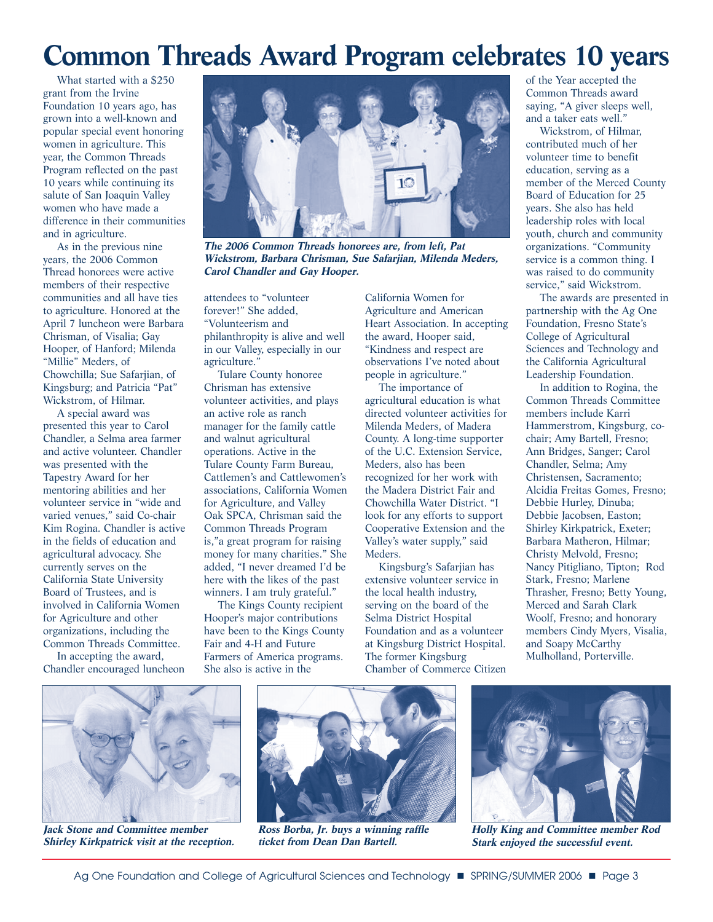# Common Threads Award Program celebrates 10 years

What started with a $250 grant from the Irvine Foundation 10 years ago, has grown into a well-known and popular special event honoring women in agriculture. This year, the Common Threads Program reflected on the past 10 years while continuing its salute of San Joaquin Valley women who have made a difference in their communities and in agriculture.

As in the previous nine years, the 2006 Common Thread honorees were active members of their respective communities and all have ties to agriculture. Honored at the April 7 luncheon were Barbara Chrisman, of Visalia; Gay Hooper, of Hanford; Milenda "Millie" Meders, of Chowchilla; Sue Safarjian, of Kingsburg; and Patricia "Pat" Wickstrom, of Hilmar.

A special award was presented this year to Carol Chandler, a Selma area farmer and active volunteer. Chandler was presented with the Tapestry Award for her mentoring abilities and her volunteer service in "wide and varied venues," said Co-chair Kim Rogina. Chandler is active in the fields of education and agricultural advocacy. She currently serves on the California State University Board of Trustees, and is involved in California Women for Agriculture and other organizations, including the Common Threads Committee.

In accepting the award, Chandler encouraged luncheon attendees to "volunteer forever!" She added, "Volunteerism and philanthropity is alive and well in our Valley, especially in our agriculture."

*The 2006 Common Threads honorees are, from left, Pat Wickstrom, Barbara Chrisman, Sue Safarjian, Milenda Meders, Carol Chandler and Gay Hooper.*

Tulare County honoree Chrisman has extensive volunteer activities, and plays an active role as ranch manager for the family cattle and walnut agricultural operations. Active in the Tulare County Farm Bureau, Cattlemen's and Cattlewomen's associations, California Women for Agriculture, and Valley Oak SPCA, Chrisman said the Common Threads Program is,"a great program for raising money for many charities." She added, "I never dreamed I'd be here with the likes of the past winners. I am truly grateful."

The Kings County recipient Hooper's major contributions have been to the Kings County Fair and 4-H and Future Farmers of America programs. She also is active in the California Women for Agriculture and American Heart Association. In accepting the award, Hooper said, "Kindness and respect are observations I've noted about people in agriculture."

The importance of agricultural education is what directed volunteer activities for Milenda Meders, of Madera County. A long-time supporter of the U.C. Extension Service, Meders, also has been recognized for her work with the Madera District Fair and Chowchilla Water District. "I look for any efforts to support Cooperative Extension and the Valley's water supply," said Meders.

Kingsburg's Safarjian has extensive volunteer service in the local health industry, serving on the board of the Selma District Hospital Foundation and as a volunteer at Kingsburg District Hospital. The former Kingsburg Chamber of Commerce Citizen of the Year accepted the Common Threads award saying, "A giver sleeps well, and a taker eats well."

Wickstrom, of Hilmar, contributed much of her volunteer time to benefit education, serving as a member of the Merced County Board of Education for 25 years. She also has held leadership roles with local youth, church and community organizations. "Community service is a common thing. I was raised to do community service," said Wickstrom.

The awards are presented in partnership with the Ag One Foundation, Fresno State's College of Agricultural Sciences and Technology and the California Agricultural Leadership Foundation.

In addition to Rogina, the Common Threads Committee members include Karri Hammerstrom, Kingsburg, co-chair; Amy Bartell, Fresno; Ann Bridges, Sanger; Carol Chandler, Selma; Amy Christensen, Sacramento; Alcidia Freitas Gomes, Fresno; Debbie Hurley, Dinuba; Debbie Jacobsen, Easton; Shirley Kirkpatrick, Exeter; Barbara Matheron, Hilmar; Christy Melvold, Fresno; Nancy Pitigliano, Tipton; Rod Stark, Fresno; Marlene Thrasher, Fresno; Betty Young, Merced and Sarah Clark Woolf, Fresno; and honorary members Cindy Myers, Visalia, and Soapy McCarthy Mulholland, Porterville.

*Jack Stone and Committee member Shirley Kirkpatrick visit at the reception.*

*Ross Borba, Jr. buys a winning raffle ticket from Dean Dan Bartell.*

*Holly King and Committee member Rod Stark enjoyed the successful event.*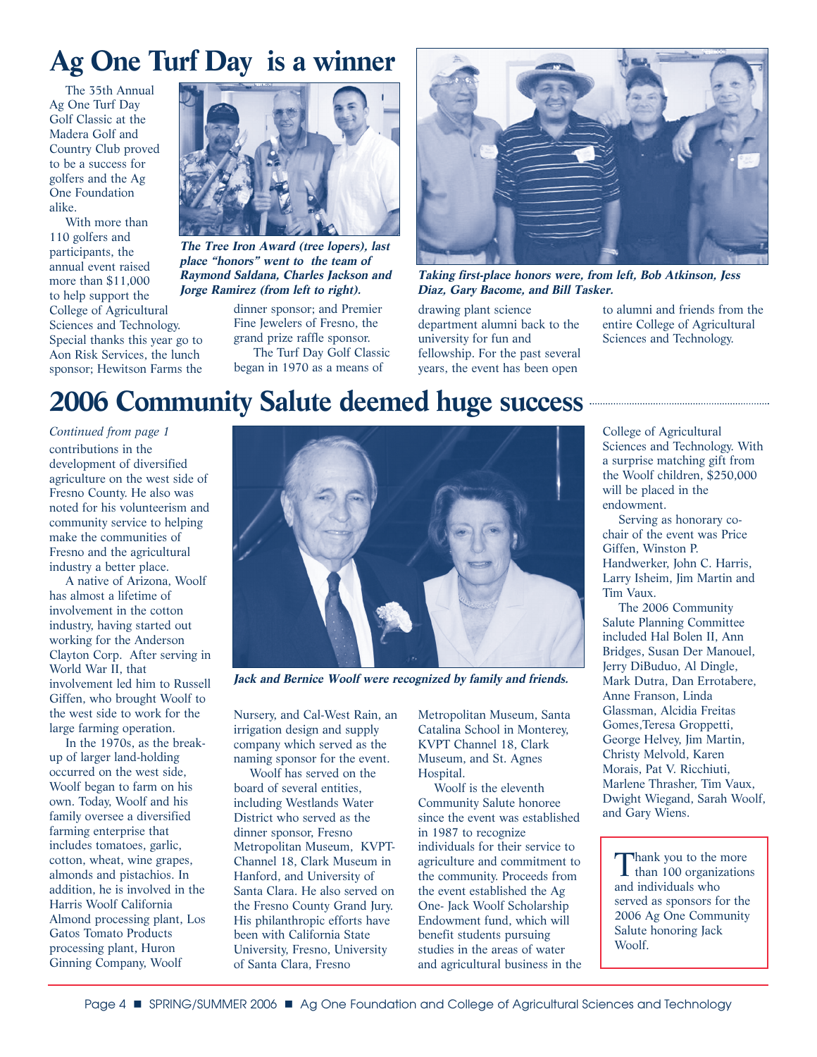# Ag One Turf Day is a winner

The 35th Annual Ag One Turf Day Golf Classic at the Madera Golf and Country Club proved to be a success for golfers and the Ag One Foundation alike.

With more than 110 golfers and participants, the annual event raised more than $11,000 to help support the College of Agricultural Sciences and Technology. Special thanks this year go to Aon Risk Services, the lunch sponsor; Hewitson Farms the dinner sponsor; and Premier Fine Jewelers of Fresno, the grand prize raffle sponsor.

The Turf Day Golf Classic began in 1970 as a means of drawing plant science department alumni back to the university for fun and fellowship. For the past several years, the event has been open to alumni and friends from the entire College of Agricultural Sciences and Technology.

***The Tree Iron Award (tree lopers), last place "honors" went to the team of Raymond Saldana, Charles Jackson and Jorge Ramirez (from left to right).***

***Taking first-place honors were, from left, Bob Atkinson, Jess Diaz, Gary Bacome, and Bill Tasker.***

# 2006 Community Salute deemed huge success

*Continued from page 1*

contributions in the development of diversified agriculture on the west side of Fresno County. He also was noted for his volunteerism and community service to helping make the communities of Fresno and the agricultural industry a better place.

A native of Arizona, Woolf has almost a lifetime of involvement in the cotton industry, having started out working for the Anderson Clayton Corp. After serving in World War II, that involvement led him to Russell Giffen, who brought Woolf to the west side to work for the large farming operation.

In the 1970s, as the break-up of larger land-holding occurred on the west side, Woolf began to farm on his own. Today, Woolf and his family oversee a diversified farming enterprise that includes tomatoes, garlic, cotton, wheat, wine grapes, almonds and pistachios. In addition, he is involved in the Harris Woolf California Almond processing plant, Los Gatos Tomato Products processing plant, Huron Ginning Company, Woolf Nursery, and Cal-West Rain, an irrigation design and supply company which served as the naming sponsor for the event.

Woolf has served on the board of several entities, including Westlands Water District who served as the dinner sponsor, Fresno Metropolitan Museum, KVPT-Channel 18, Clark Museum in Hanford, and University of Santa Clara. He also served on the Fresno County Grand Jury. His philanthropic efforts have been with California State University, Fresno, University of Santa Clara, Fresno Metropolitan Museum, Santa Catalina School in Monterey, KVPT Channel 18, Clark Museum, and St. Agnes Hospital.

Woolf is the eleventh Community Salute honoree since the event was established in 1987 to recognize individuals for their service to agriculture and commitment to the community. Proceeds from the event established the Ag One- Jack Woolf Scholarship Endowment fund, which will benefit students pursuing studies in the areas of water and agricultural business in the College of Agricultural Sciences and Technology. With a surprise matching gift from the Woolf children, $250,000 will be placed in the endowment.

***Jack and Bernice Woolf were recognized by family and friends.***

Serving as honorary co-chair of the event was Price Giffen, Winston P. Handwerker, John C. Harris, Larry Isheim, Jim Martin and Tim Vaux.

The 2006 Community Salute Planning Committee included Hal Bolen II, Ann Bridges, Susan Der Manouel, Jerry DiBuduo, Al Dingle, Mark Dutra, Dan Errotabere, Anne Franson, Linda Glassman, Alcidia Freitas Gomes,Teresa Groppetti, George Helvey, Jim Martin, Christy Melvold, Karen Morais, Pat V. Ricchiuti, Marlene Thrasher, Tim Vaux, Dwight Wiegand, Sarah Woolf, and Gary Wiens.

Thank you to the more than 100 organizations and individuals who served as sponsors for the 2006 Ag One Community Salute honoring Jack Woolf.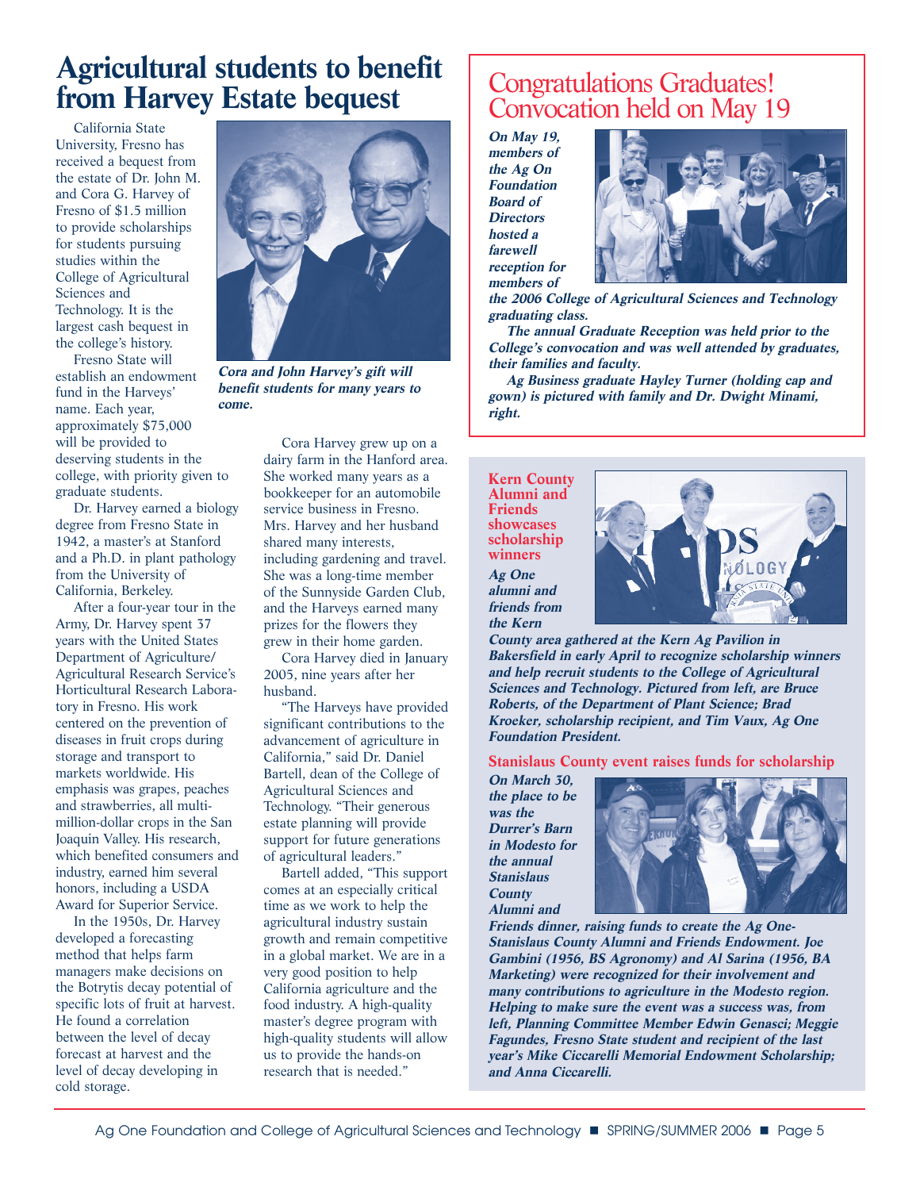# Agricultural students to benefit from Harvey Estate bequest

California State University, Fresno has received a bequest from the estate of Dr. John M. and Cora G. Harvey of Fresno of $1.5 million to provide scholarships for students pursuing studies within the College of Agricultural Sciences and Technology. It is the largest cash bequest in the college's history.

Fresno State will establish an endowment fund in the Harveys' name. Each year, approximately $75,000 will be provided to deserving students in the college, with priority given to graduate students.

Dr. Harvey earned a biology degree from Fresno State in 1942, a master's at Stanford and a Ph.D. in plant pathology from the University of California, Berkeley.

After a four-year tour in the Army, Dr. Harvey spent 37 years with the United States Department of Agriculture/ Agricultural Research Service's Horticultural Research Laboratory in Fresno. His work centered on the prevention of diseases in fruit crops during storage and transport to markets worldwide. His emphasis was grapes, peaches and strawberries, all multi-million-dollar crops in the San Joaquin Valley. His research, which benefited consumers and industry, earned him several honors, including a USDA Award for Superior Service.

In the 1950s, Dr. Harvey developed a forecasting method that helps farm managers make decisions on the Botrytis decay potential of specific lots of fruit at harvest. He found a correlation between the level of decay forecast at harvest and the level of decay developing in cold storage.

*Cora and John Harvey's gift will benefit students for many years to come.*

Cora Harvey grew up on a dairy farm in the Hanford area. She worked many years as a bookkeeper for an automobile service business in Fresno. Mrs. Harvey and her husband shared many interests, including gardening and travel. She was a long-time member of the Sunnyside Garden Club, and the Harveys earned many prizes for the flowers they grew in their home garden.

Cora Harvey died in January 2005, nine years after her husband.

"The Harveys have provided significant contributions to the advancement of agriculture in California," said Dr. Daniel Bartell, dean of the College of Agricultural Sciences and Technology. "Their generous estate planning will provide support for future generations of agricultural leaders."

Bartell added, "This support comes at an especially critical time as we work to help the agricultural industry sustain growth and remain competitive in a global market. We are in a very good position to help California agriculture and the food industry. A high-quality master's degree program with high-quality students will allow us to provide the hands-on research that is needed."

# Congratulations Graduates! Convocation held on May 19

***On May 19, members of the Ag On Foundation Board of Directors hosted a farewell reception for members of the 2006 College of Agricultural Sciences and Technology graduating class.***

***The annual Graduate Reception was held prior to the College's convocation and was well attended by graduates, their families and faculty.***

***Ag Business graduate Hayley Turner (holding cap and gown) is pictured with family and Dr. Dwight Minami, right.***

## Kern County Alumni and Friends showcases scholarship winners

***Ag One alumni and friends from the Kern County area gathered at the Kern Ag Pavilion in Bakersfield in early April to recognize scholarship winners and help recruit students to the College of Agricultural Sciences and Technology. Pictured from left, are Bruce Roberts, of the Department of Plant Science; Brad Kroeker, scholarship recipient, and Tim Vaux, Ag One Foundation President.***

## Stanislaus County event raises funds for scholarship

***On March 30, the place to be was the Durrer's Barn in Modesto for the annual Stanislaus County Alumni and Friends dinner, raising funds to create the Ag One-Stanislaus County Alumni and Friends Endowment. Joe Gambini (1956, BS Agronomy) and Al Sarina (1956, BA Marketing) were recognized for their involvement and many contributions to agriculture in the Modesto region. Helping to make sure the event was a success was, from left, Planning Committee Member Edwin Genasci; Meggie Fagundes, Fresno State student and recipient of the last year's Mike Ciccarelli Memorial Endowment Scholarship; and Anna Ciccarelli.***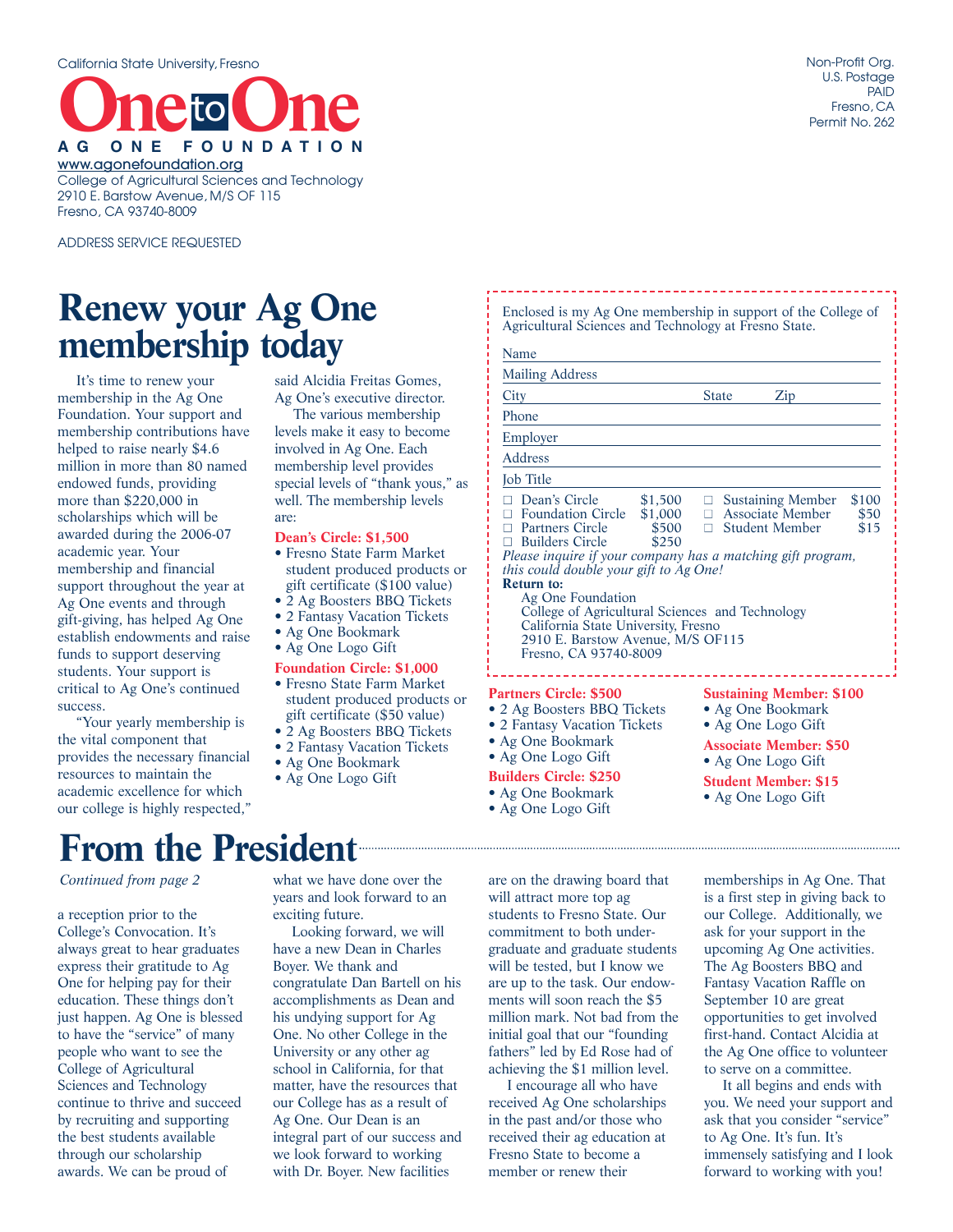California State University, Fresno

# One to One

**AG ONE FOUNDATION**

www.agonefoundation.org
College of Agricultural Sciences and Technology
2910 E. Barstow Avenue, M/S OF 115
Fresno, CA 93740-8009

ADDRESS SERVICE REQUESTED

Non-Profit Org.
U.S. Postage
PAID
Fresno, CA
Permit No. 262

# Renew your Ag One membership today

It's time to renew your membership in the Ag One Foundation. Your support and membership contributions have helped to raise nearly $4.6 million in more than 80 named endowed funds, providing more than $220,000 in scholarships which will be awarded during the 2006-07 academic year. Your membership and financial support throughout the year at Ag One events and through gift-giving, has helped Ag One establish endowments and raise funds to support deserving students. Your support is critical to Ag One's continued success.

"Your yearly membership is the vital component that provides the necessary financial resources to maintain the academic excellence for which our college is highly respected," said Alcidia Freitas Gomes, Ag One's executive director.

The various membership levels make it easy to become involved in Ag One. Each membership level provides special levels of "thank yous," as well. The membership levels are:

**Dean's Circle: $1,500**
- Fresno State Farm Market student produced products or gift certificate ($100 value)
- 2 Ag Boosters BBQ Tickets
- 2 Fantasy Vacation Tickets
- Ag One Bookmark
- Ag One Logo Gift

**Foundation Circle: $1,000**
- Fresno State Farm Market student produced products or gift certificate ($50 value)
- 2 Ag Boosters BBQ Tickets
- 2 Fantasy Vacation Tickets
- Ag One Bookmark
- Ag One Logo Gift

**Partners Circle: $500**
- 2 Ag Boosters BBQ Tickets
- 2 Fantasy Vacation Tickets
- Ag One Bookmark
- Ag One Logo Gift

**Builders Circle: $250**
- Ag One Bookmark
- Ag One Logo Gift

**Sustaining Member: $100**
- Ag One Bookmark
- Ag One Logo Gift

**Associate Member: $50**
- Ag One Logo Gift

**Student Member: $15**
- Ag One Logo Gift

---

Enclosed is my Ag One membership in support of the College of Agricultural Sciences and Technology at Fresno State.

Name
Mailing Address
City State Zip
Phone
Employer
Address
Job Title

| | | | |
|---|---|---|---|
| ☐ Dean's Circle | $1,500 | ☐ Sustaining Member | $100 |
| ☐ Foundation Circle | $1,000 | ☐ Associate Member | $50 |
| ☐ Partners Circle | $500 | ☐ Student Member | $15 |
| ☐ Builders Circle | $250 | | |

*Please inquire if your company has a matching gift program, this could double your gift to Ag One!*

**Return to:**
Ag One Foundation
College of Agricultural Sciences and Technology
California State University, Fresno
2910 E. Barstow Avenue, M/S OF115
Fresno, CA 93740-8009

---

# From the President

*Continued from page 2*

a reception prior to the College's Convocation. It's always great to hear graduates express their gratitude to Ag One for helping pay for their education. These things don't just happen. Ag One is blessed to have the "service" of many people who want to see the College of Agricultural Sciences and Technology continue to thrive and succeed by recruiting and supporting the best students available through our scholarship awards. We can be proud of what we have done over the years and look forward to an exciting future.

Looking forward, we will have a new Dean in Charles Boyer. We thank and congratulate Dan Bartell on his accomplishments as Dean and his undying support for Ag One. No other College in the University or any other ag school in California, for that matter, have the resources that our College has as a result of Ag One. Our Dean is an integral part of our success and we look forward to working with Dr. Boyer. New facilities are on the drawing board that will attract more top ag students to Fresno State. Our commitment to both undergraduate and graduate students will be tested, but I know we are up to the task. Our endowments will soon reach the $5 million mark. Not bad from the initial goal that our "founding fathers" led by Ed Rose had of achieving the $1 million level.

I encourage all who have received Ag One scholarships in the past and/or those who received their ag education at Fresno State to become a member or renew their memberships in Ag One. That is a first step in giving back to our College. Additionally, we ask for your support in the upcoming Ag One activities. The Ag Boosters BBQ and Fantasy Vacation Raffle on September 10 are great opportunities to get involved first-hand. Contact Alcidia at the Ag One office to volunteer to serve on a committee.

It all begins and ends with you. We need your support and ask that you consider "service" to Ag One. It's fun. It's immensely satisfying and I look forward to working with you!